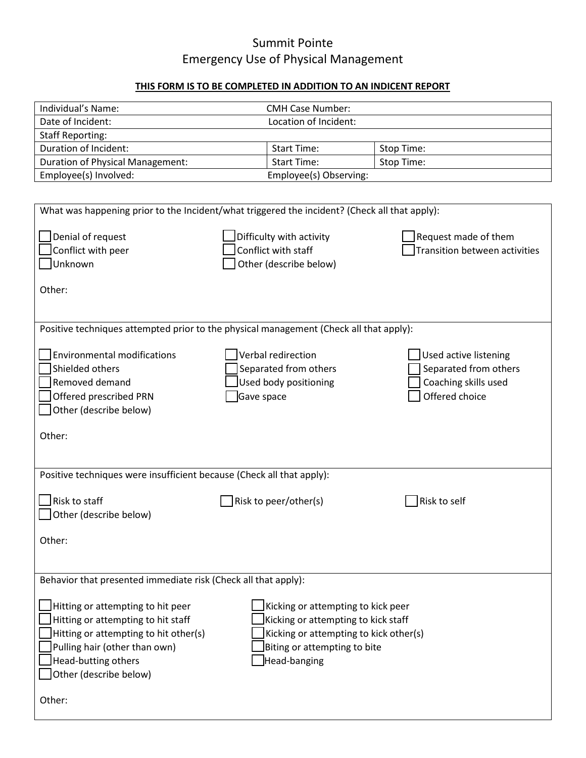# Summit Pointe
## Emergency Use of Physical Management

**THIS FORM IS TO BE COMPLETED IN ADDITION TO AN INDICENT REPORT**

| | | |
|---|---|---|
| Individual's Name: | CMH Case Number: | |
| Date of Incident: | Location of Incident: | |
| Staff Reporting: | | |
| Duration of Incident: | Start Time: | Stop Time: |
| Duration of Physical Management: | Start Time: | Stop Time: |
| Employee(s) Involved: | Employee(s) Observing: | |

What was happening prior to the Incident/what triggered the incident? (Check all that apply):

- ☐ Denial of request
- ☐ Difficulty with activity
- ☐ Request made of them
- ☐ Conflict with peer
- ☐ Conflict with staff
- ☐ Transition between activities
- ☐ Unknown
- ☐ Other (describe below)

Other:

Positive techniques attempted prior to the physical management (Check all that apply):

- ☐ Environmental modifications
- ☐ Verbal redirection
- ☐ Used active listening
- ☐ Shielded others
- ☐ Separated from others
- ☐ Separated from others
- ☐ Removed demand
- ☐ Used body positioning
- ☐ Coaching skills used
- ☐ Offered prescribed PRN
- ☐ Gave space
- ☐ Offered choice
- ☐ Other (describe below)

Other:

Positive techniques were insufficient because (Check all that apply):

- ☐ Risk to staff
- ☐ Risk to peer/other(s)
- ☐ Risk to self
- ☐ Other (describe below)

Other:

Behavior that presented immediate risk (Check all that apply):

- ☐ Hitting or attempting to hit peer
- ☐ Kicking or attempting to kick peer
- ☐ Hitting or attempting to hit staff
- ☐ Kicking or attempting to kick staff
- ☐ Hitting or attempting to hit other(s)
- ☐ Kicking or attempting to kick other(s)
- ☐ Pulling hair (other than own)
- ☐ Biting or attempting to bite
- ☐ Head-butting others
- ☐ Head-banging
- ☐ Other (describe below)

Other: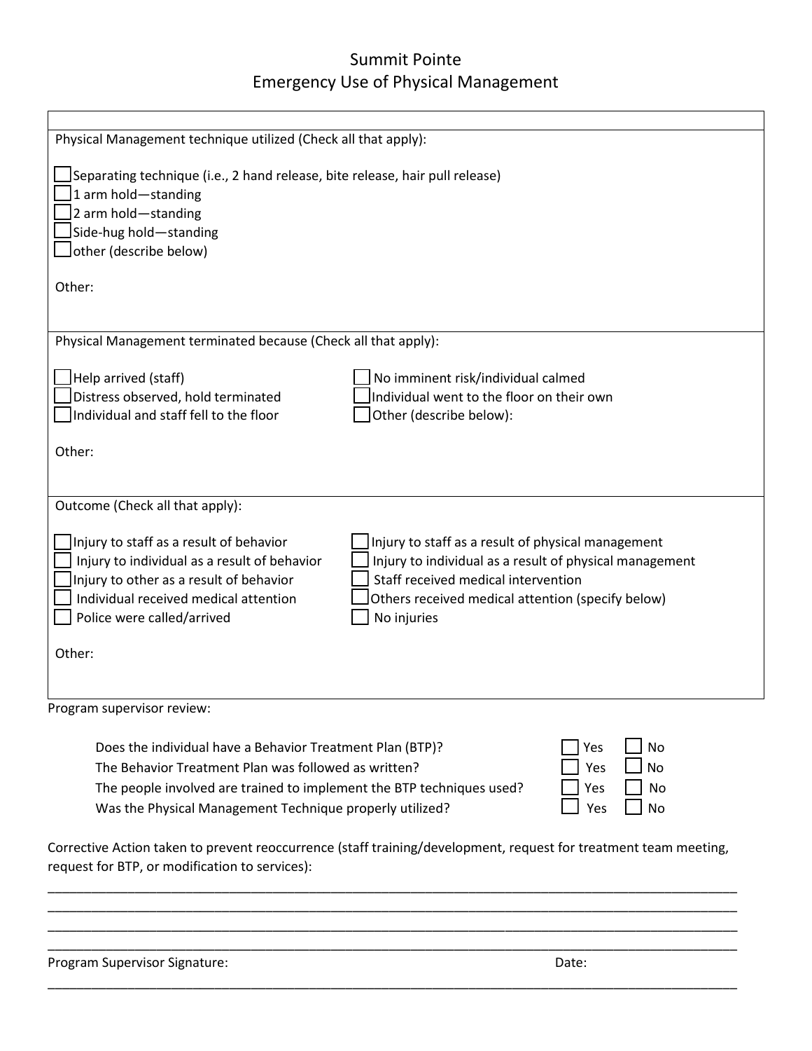# Summit Pointe
## Emergency Use of Physical Management

Physical Management technique utilized (Check all that apply):

- ☐ Separating technique (i.e., 2 hand release, bite release, hair pull release)
- ☐ 1 arm hold—standing
- ☐ 2 arm hold—standing
- ☐ Side-hug hold—standing
- ☐ other (describe below)

Other:

Physical Management terminated because (Check all that apply):

- ☐ Help arrived (staff)
- ☐ Distress observed, hold terminated
- ☐ Individual and staff fell to the floor
- ☐ No imminent risk/individual calmed
- ☐ Individual went to the floor on their own
- ☐ Other (describe below):

Other:

Outcome (Check all that apply):

- ☐ Injury to staff as a result of behavior
- ☐ Injury to individual as a result of behavior
- ☐ Injury to other as a result of behavior
- ☐ Individual received medical attention
- ☐ Police were called/arrived
- ☐ Injury to staff as a result of physical management
- ☐ Injury to individual as a result of physical management
- ☐ Staff received medical intervention
- ☐ Others received medical attention (specify below)
- ☐ No injuries

Other:

Program supervisor review:

| | | |
|---|---|---|
| Does the individual have a Behavior Treatment Plan (BTP)? | ☐ Yes | ☐ No |
| The Behavior Treatment Plan was followed as written? | ☐ Yes | ☐ No |
| The people involved are trained to implement the BTP techniques used? | ☐ Yes | ☐ No |
| Was the Physical Management Technique properly utilized? | ☐ Yes | ☐ No |

Corrective Action taken to prevent reoccurrence (staff training/development, request for treatment team meeting, request for BTP, or modification to services):

______________________________________________________________________________

______________________________________________________________________________

______________________________________________________________________________

______________________________________________________________________________

Program Supervisor Signature: Date:

______________________________________________________________________________